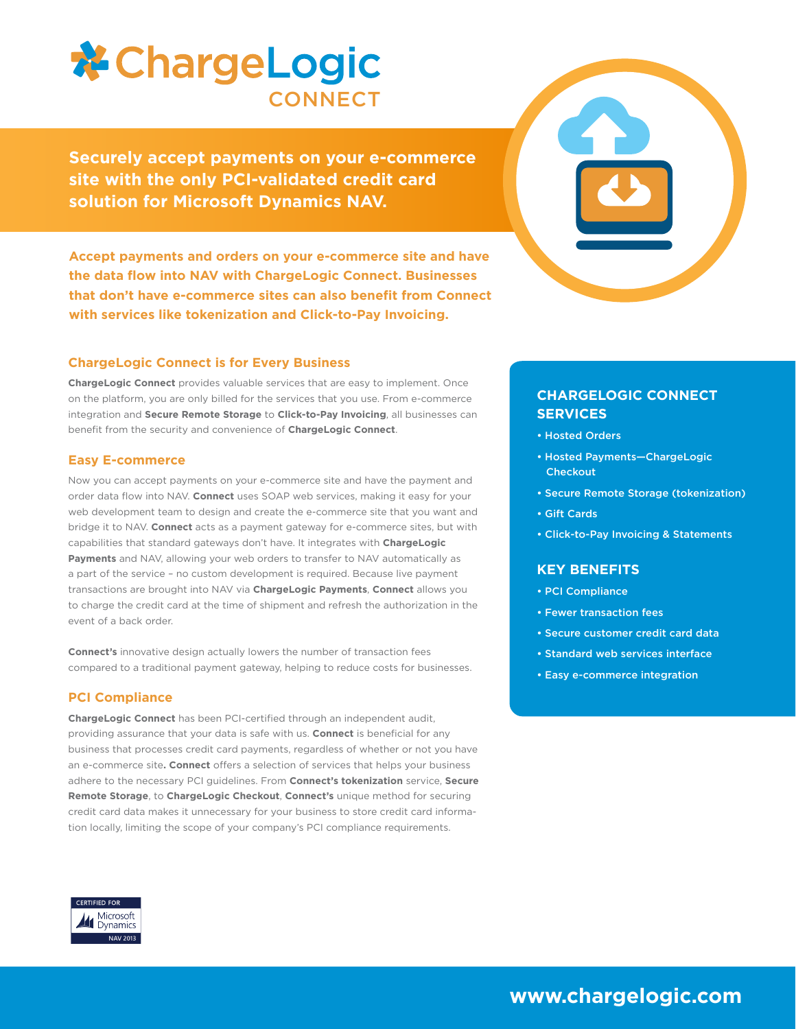# ChargeLogic CONNECT

**Securely accept payments on your e-commerce site with the only PCI-validated credit card solution for Microsoft Dynamics NAV.**

**Accept payments and orders on your e-commerce site and have the data flow into NAV with ChargeLogic Connect. Businesses that don't have e-commerce sites can also benefit from Connect with services like tokenization and Click-to-Pay Invoicing.**

## ChargeLogic Connect is for Every Business

**ChargeLogic Connect** provides valuable services that are easy to implement. Once on the platform, you are only billed for the services that you use. From e-commerce integration and **Secure Remote Storage** to **Click-to-Pay Invoicing**, all businesses can benefit from the security and convenience of **ChargeLogic Connect**.

## Easy E-commerce

Now you can accept payments on your e-commerce site and have the payment and order data flow into NAV. **Connect** uses SOAP web services, making it easy for your web development team to design and create the e-commerce site that you want and bridge it to NAV. **Connect** acts as a payment gateway for e-commerce sites, but with capabilities that standard gateways don't have. It integrates with **ChargeLogic Payments** and NAV, allowing your web orders to transfer to NAV automatically as a part of the service – no custom development is required. Because live payment transactions are brought into NAV via **ChargeLogic Payments**, **Connect** allows you to charge the credit card at the time of shipment and refresh the authorization in the event of a back order.

**Connect's** innovative design actually lowers the number of transaction fees compared to a traditional payment gateway, helping to reduce costs for businesses.

## PCI Compliance

**ChargeLogic Connect** has been PCI-certified through an independent audit, providing assurance that your data is safe with us. **Connect** is beneficial for any business that processes credit card payments, regardless of whether or not you have an e-commerce site**. Connect** offers a selection of services that helps your business adhere to the necessary PCI guidelines. From **Connect's tokenization** service, **Secure Remote Storage**, to **ChargeLogic Checkout**, **Connect's** unique method for securing credit card data makes it unnecessary for your business to store credit card information locally, limiting the scope of your company's PCI compliance requirements.

## CHARGELOGIC CONNECT SERVICES

- Hosted Orders
- Hosted Payments—ChargeLogic Checkout
- Secure Remote Storage (tokenization)
- Gift Cards
- Click-to-Pay Invoicing & Statements

## KEY BENEFITS

- PCI Compliance
- Fewer transaction fees
- Secure customer credit card data
- Standard web services interface
- Easy e-commerce integration

CERTIFIED FOR Microsoft Dynamics NAV 2013

**www.chargelogic.com**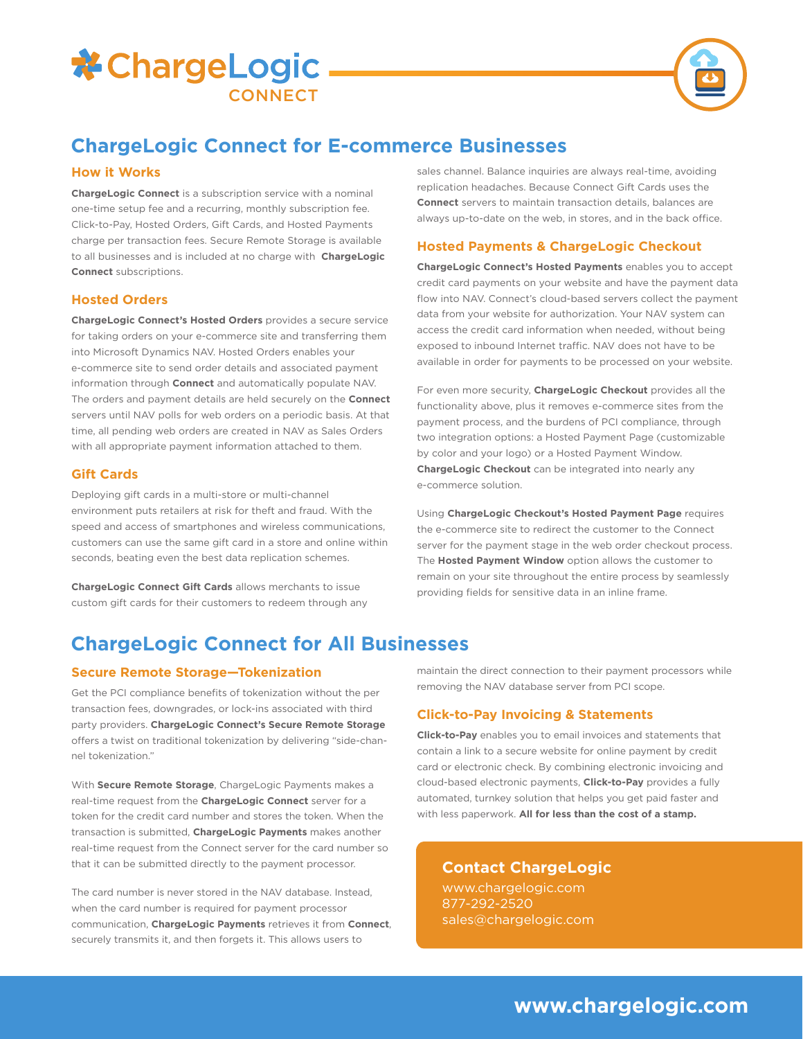ChargeLogic
CONNECT

# ChargeLogic Connect for E-commerce Businesses

## How it Works

**ChargeLogic Connect** is a subscription service with a nominal one-time setup fee and a recurring, monthly subscription fee. Click-to-Pay, Hosted Orders, Gift Cards, and Hosted Payments charge per transaction fees. Secure Remote Storage is available to all businesses and is included at no charge with **ChargeLogic Connect** subscriptions.

## Hosted Orders

**ChargeLogic Connect's Hosted Orders** provides a secure service for taking orders on your e-commerce site and transferring them into Microsoft Dynamics NAV. Hosted Orders enables your e-commerce site to send order details and associated payment information through **Connect** and automatically populate NAV. The orders and payment details are held securely on the **Connect** servers until NAV polls for web orders on a periodic basis. At that time, all pending web orders are created in NAV as Sales Orders with all appropriate payment information attached to them.

## Gift Cards

Deploying gift cards in a multi-store or multi-channel environment puts retailers at risk for theft and fraud. With the speed and access of smartphones and wireless communications, customers can use the same gift card in a store and online within seconds, beating even the best data replication schemes.

**ChargeLogic Connect Gift Cards** allows merchants to issue custom gift cards for their customers to redeem through any sales channel. Balance inquiries are always real-time, avoiding replication headaches. Because Connect Gift Cards uses the **Connect** servers to maintain transaction details, balances are always up-to-date on the web, in stores, and in the back office.

## Hosted Payments & ChargeLogic Checkout

**ChargeLogic Connect's Hosted Payments** enables you to accept credit card payments on your website and have the payment data flow into NAV. Connect's cloud-based servers collect the payment data from your website for authorization. Your NAV system can access the credit card information when needed, without being exposed to inbound Internet traffic. NAV does not have to be available in order for payments to be processed on your website.

For even more security, **ChargeLogic Checkout** provides all the functionality above, plus it removes e-commerce sites from the payment process, and the burdens of PCI compliance, through two integration options: a Hosted Payment Page (customizable by color and your logo) or a Hosted Payment Window. **ChargeLogic Checkout** can be integrated into nearly any e-commerce solution.

Using **ChargeLogic Checkout's Hosted Payment Page** requires the e-commerce site to redirect the customer to the Connect server for the payment stage in the web order checkout process. The **Hosted Payment Window** option allows the customer to remain on your site throughout the entire process by seamlessly providing fields for sensitive data in an inline frame.

# ChargeLogic Connect for All Businesses

## Secure Remote Storage—Tokenization

Get the PCI compliance benefits of tokenization without the per transaction fees, downgrades, or lock-ins associated with third party providers. **ChargeLogic Connect's Secure Remote Storage** offers a twist on traditional tokenization by delivering "side-channel tokenization."

With **Secure Remote Storage**, ChargeLogic Payments makes a real-time request from the **ChargeLogic Connect** server for a token for the credit card number and stores the token. When the transaction is submitted, **ChargeLogic Payments** makes another real-time request from the Connect server for the card number so that it can be submitted directly to the payment processor.

The card number is never stored in the NAV database. Instead, when the card number is required for payment processor communication, **ChargeLogic Payments** retrieves it from **Connect**, securely transmits it, and then forgets it. This allows users to maintain the direct connection to their payment processors while removing the NAV database server from PCI scope.

## Click-to-Pay Invoicing & Statements

**Click-to-Pay** enables you to email invoices and statements that contain a link to a secure website for online payment by credit card or electronic check. By combining electronic invoicing and cloud-based electronic payments, **Click-to-Pay** provides a fully automated, turnkey solution that helps you get paid faster and with less paperwork. **All for less than the cost of a stamp.**

## Contact ChargeLogic

www.chargelogic.com
877-292-2520
sales@chargelogic.com

**www.chargelogic.com**